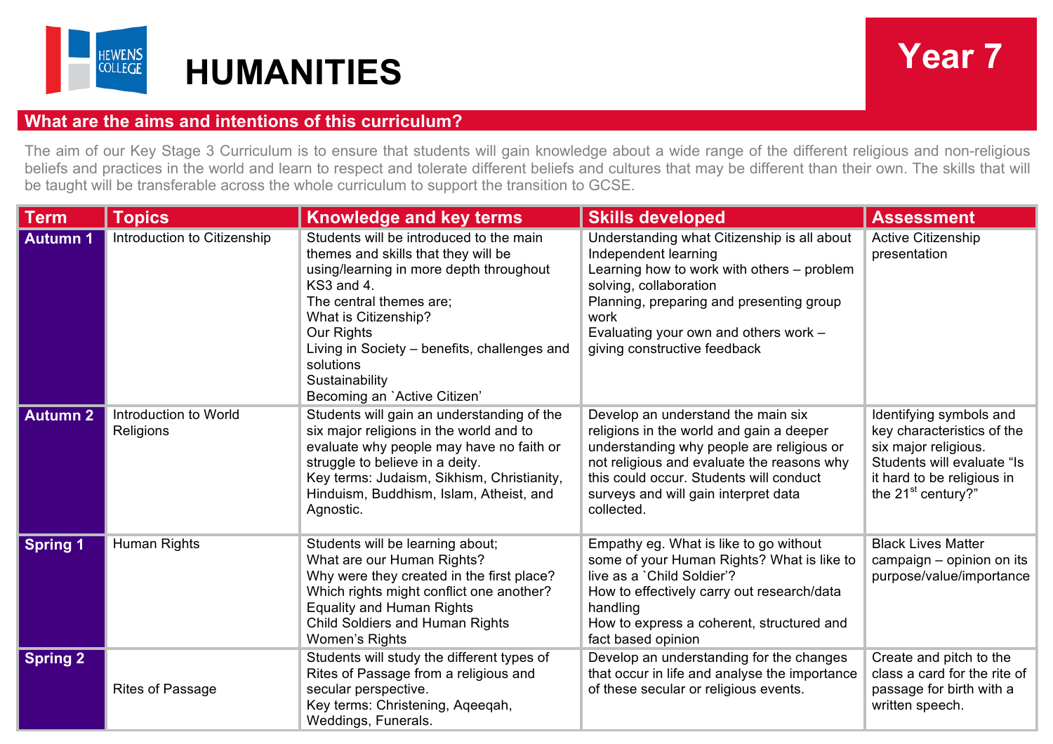# HUMANITIES

**Year 7**

## What are the aims and intentions of this curriculum?

The aim of our Key Stage 3 Curriculum is to ensure that students will gain knowledge about a wide range of the different religious and non-religious beliefs and practices in the world and learn to respect and tolerate different beliefs and cultures that may be different than their own. The skills that will be taught will be transferable across the whole curriculum to support the transition to GCSE.

| Term | Topics | Knowledge and key terms | Skills developed | Assessment |
|---|---|---|---|---|
| **Autumn 1** | Introduction to Citizenship | Students will be introduced to the main themes and skills that they will be using/learning in more depth throughout KS3 and 4.<br>The central themes are;<br>What is Citizenship?<br>Our Rights<br>Living in Society – benefits, challenges and solutions<br>Sustainability<br>Becoming an `Active Citizen' | Understanding what Citizenship is all about<br>Independent learning<br>Learning how to work with others – problem solving, collaboration<br>Planning, preparing and presenting group work<br>Evaluating your own and others work – giving constructive feedback | Active Citizenship presentation |
| **Autumn 2** | Introduction to World Religions | Students will gain an understanding of the six major religions in the world and to evaluate why people may have no faith or struggle to believe in a deity.<br>Key terms: Judaism, Sikhism, Christianity, Hinduism, Buddhism, Islam, Atheist, and Agnostic. | Develop an understand the main six religions in the world and gain a deeper understanding why people are religious or not religious and evaluate the reasons why this could occur. Students will conduct surveys and will gain interpret data collected. | Identifying symbols and key characteristics of the six major religious. Students will evaluate "Is it hard to be religious in the 21st century?" |
| **Spring 1** | Human Rights | Students will be learning about;<br>What are our Human Rights?<br>Why were they created in the first place?<br>Which rights might conflict one another?<br>Equality and Human Rights<br>Child Soldiers and Human Rights<br>Women's Rights | Empathy eg. What is like to go without some of your Human Rights? What is like to live as a `Child Soldier'?<br>How to effectively carry out research/data handling<br>How to express a coherent, structured and fact based opinion | Black Lives Matter campaign – opinion on its purpose/value/importance |
| **Spring 2** | Rites of Passage | Students will study the different types of Rites of Passage from a religious and secular perspective.<br>Key terms: Christening, Aqeeqah, Weddings, Funerals. | Develop an understanding for the changes that occur in life and analyse the importance of these secular or religious events. | Create and pitch to the class a card for the rite of passage for birth with a written speech. |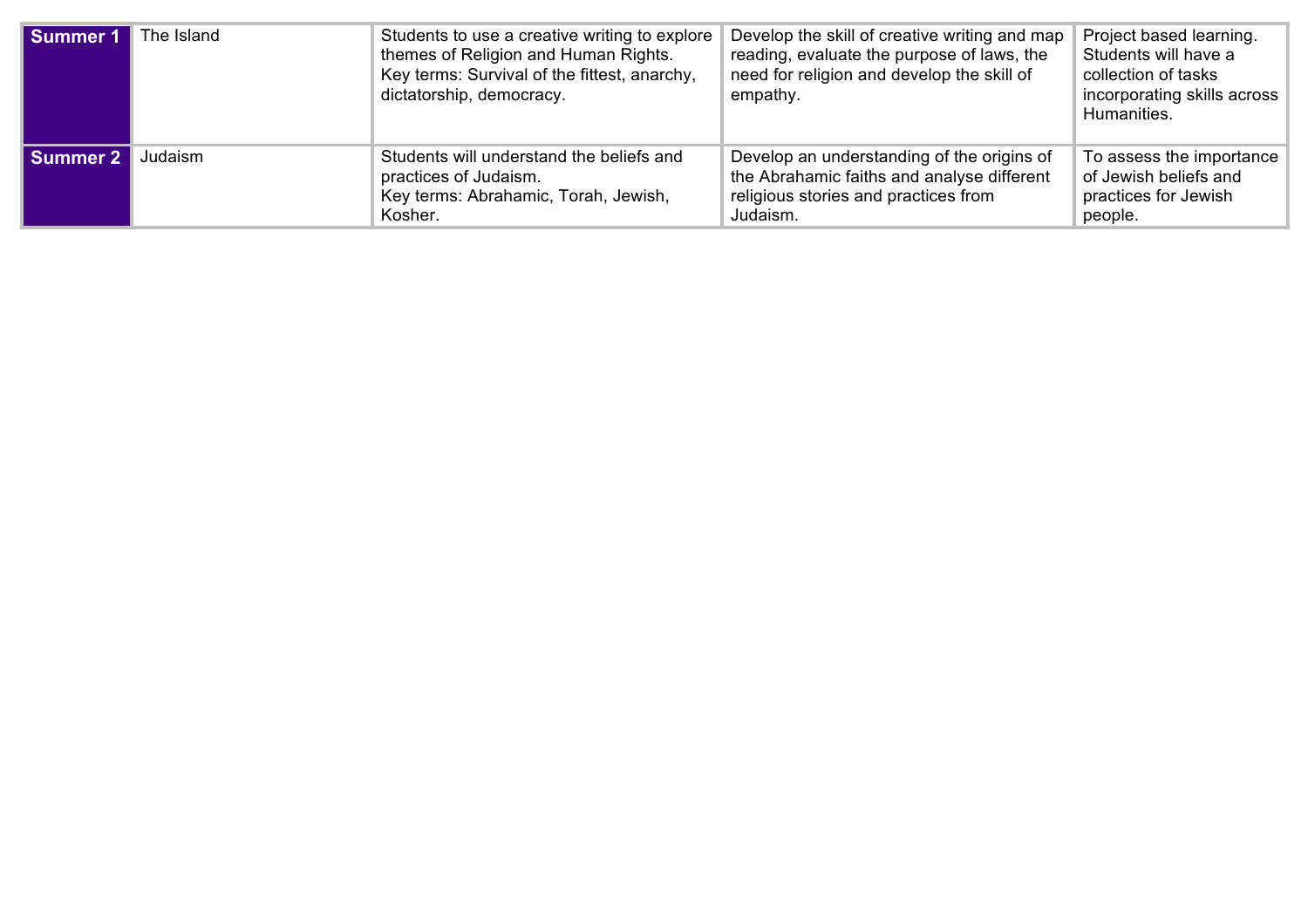| | | | | |
|---|---|---|---|---|
| **Summer 1** | The Island | Students to use a creative writing to explore themes of Religion and Human Rights.<br>Key terms: Survival of the fittest, anarchy, dictatorship, democracy. | Develop the skill of creative writing and map reading, evaluate the purpose of laws, the need for religion and develop the skill of empathy. | Project based learning. Students will have a collection of tasks incorporating skills across Humanities. |
| **Summer 2** | Judaism | Students will understand the beliefs and practices of Judaism.<br>Key terms: Abrahamic, Torah, Jewish, Kosher. | Develop an understanding of the origins of the Abrahamic faiths and analyse different religious stories and practices from Judaism. | To assess the importance of Jewish beliefs and practices for Jewish people. |